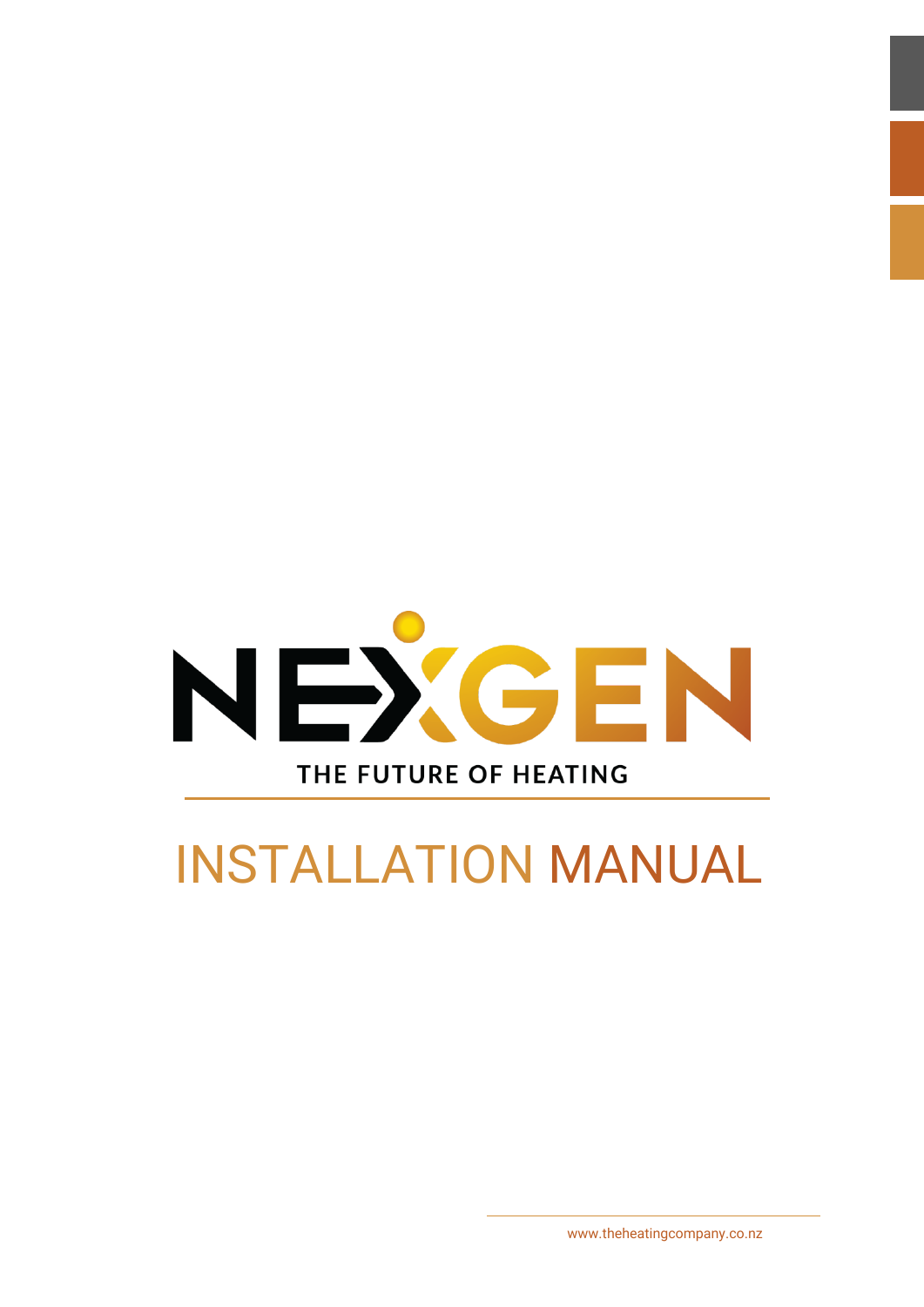# NEXGEN

THE FUTURE OF HEATING

# INSTALLATION MANUAL

www.theheatingcompany.co.nz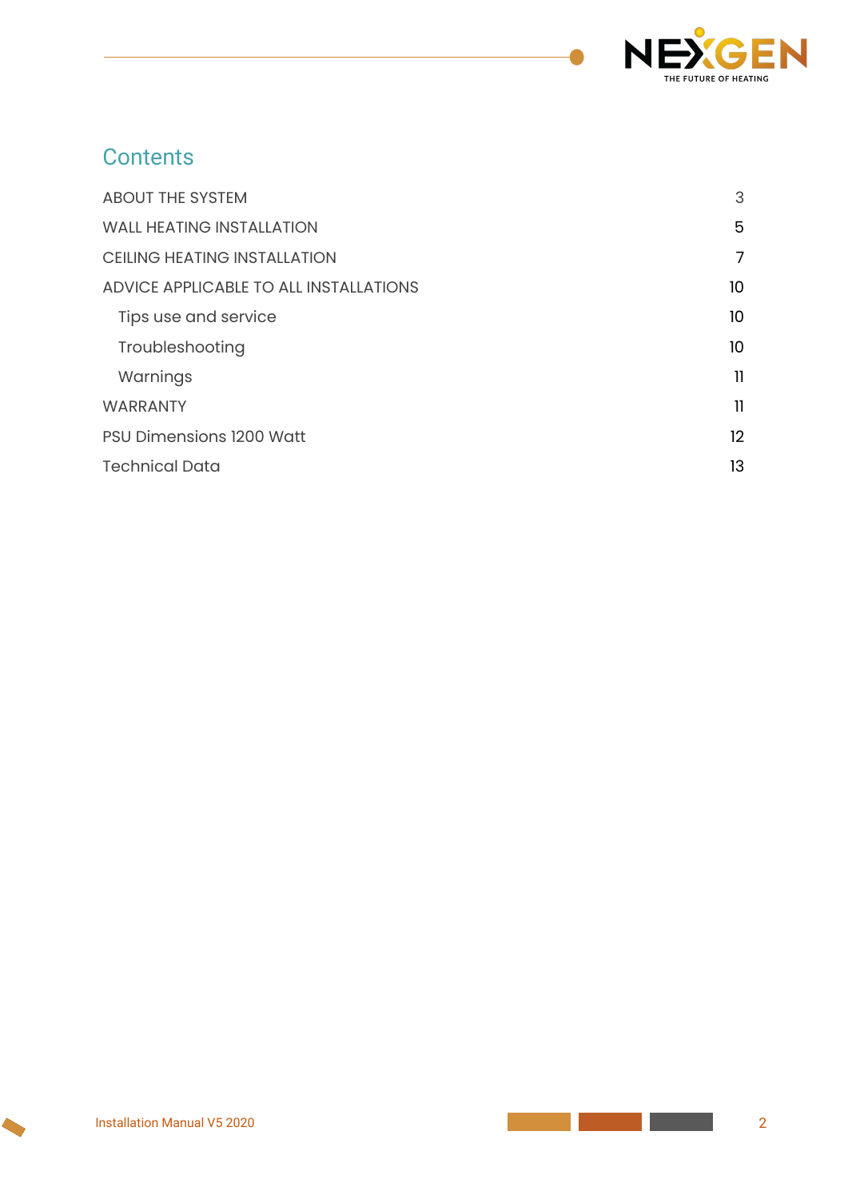## Contents

| | |
|---|---|
| ABOUT THE SYSTEM | 3 |
| WALL HEATING INSTALLATION | 5 |
| CEILING HEATING INSTALLATION | 7 |
| ADVICE APPLICABLE TO ALL INSTALLATIONS | 10 |
| Tips use and service | 10 |
| Troubleshooting | 10 |
| Warnings | 11 |
| WARRANTY | 11 |
| PSU Dimensions 1200 Watt | 12 |
| Technical Data | 13 |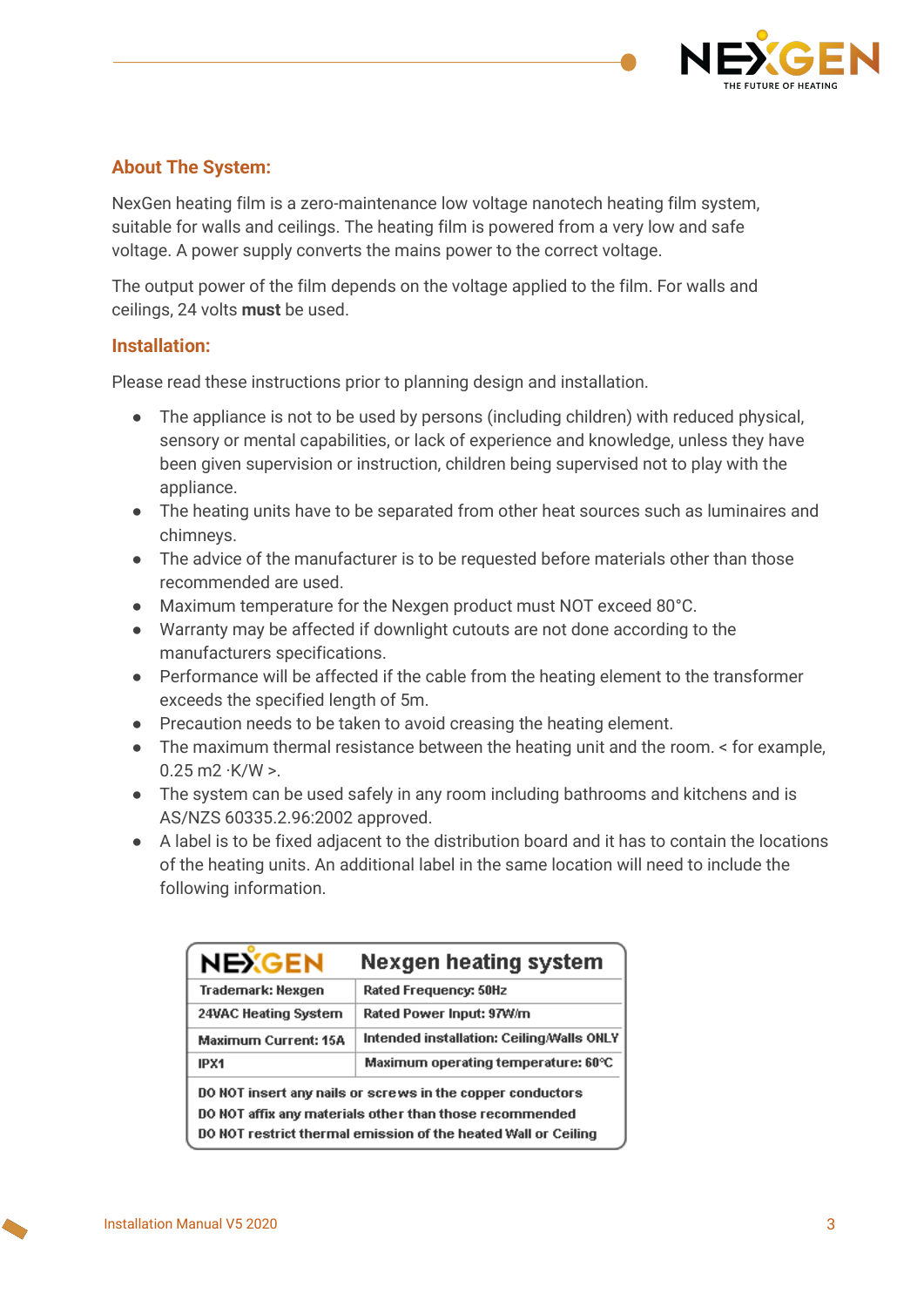## About The System:

NexGen heating film is a zero-maintenance low voltage nanotech heating film system, suitable for walls and ceilings. The heating film is powered from a very low and safe voltage. A power supply converts the mains power to the correct voltage.

The output power of the film depends on the voltage applied to the film. For walls and ceilings, 24 volts **must** be used.

## Installation:

Please read these instructions prior to planning design and installation.

- The appliance is not to be used by persons (including children) with reduced physical, sensory or mental capabilities, or lack of experience and knowledge, unless they have been given supervision or instruction, children being supervised not to play with the appliance.
- The heating units have to be separated from other heat sources such as luminaires and chimneys.
- The advice of the manufacturer is to be requested before materials other than those recommended are used.
- Maximum temperature for the Nexgen product must NOT exceed 80°C.
- Warranty may be affected if downlight cutouts are not done according to the manufacturers specifications.
- Performance will be affected if the cable from the heating element to the transformer exceeds the specified length of 5m.
- Precaution needs to be taken to avoid creasing the heating element.
- The maximum thermal resistance between the heating unit and the room. < for example, 0.25 m2 ·K/W >.
- The system can be used safely in any room including bathrooms and kitchens and is AS/NZS 60335.2.96:2002 approved.
- A label is to be fixed adjacent to the distribution board and it has to contain the locations of the heating units. An additional label in the same location will need to include the following information.

| NEXGEN | Nexgen heating system |
|---|---|
| Trademark: Nexgen | Rated Frequency: 50Hz |
| 24VAC Heating System | Rated Power Input: 97W/m |
| Maximum Current: 15A | Intended installation: Ceiling/Walls ONLY |
| IPX1 | Maximum operating temperature: 60°C |

DO NOT insert any nails or screws in the copper conductors
DO NOT affix any materials other than those recommended
DO NOT restrict thermal emission of the heated Wall or Ceiling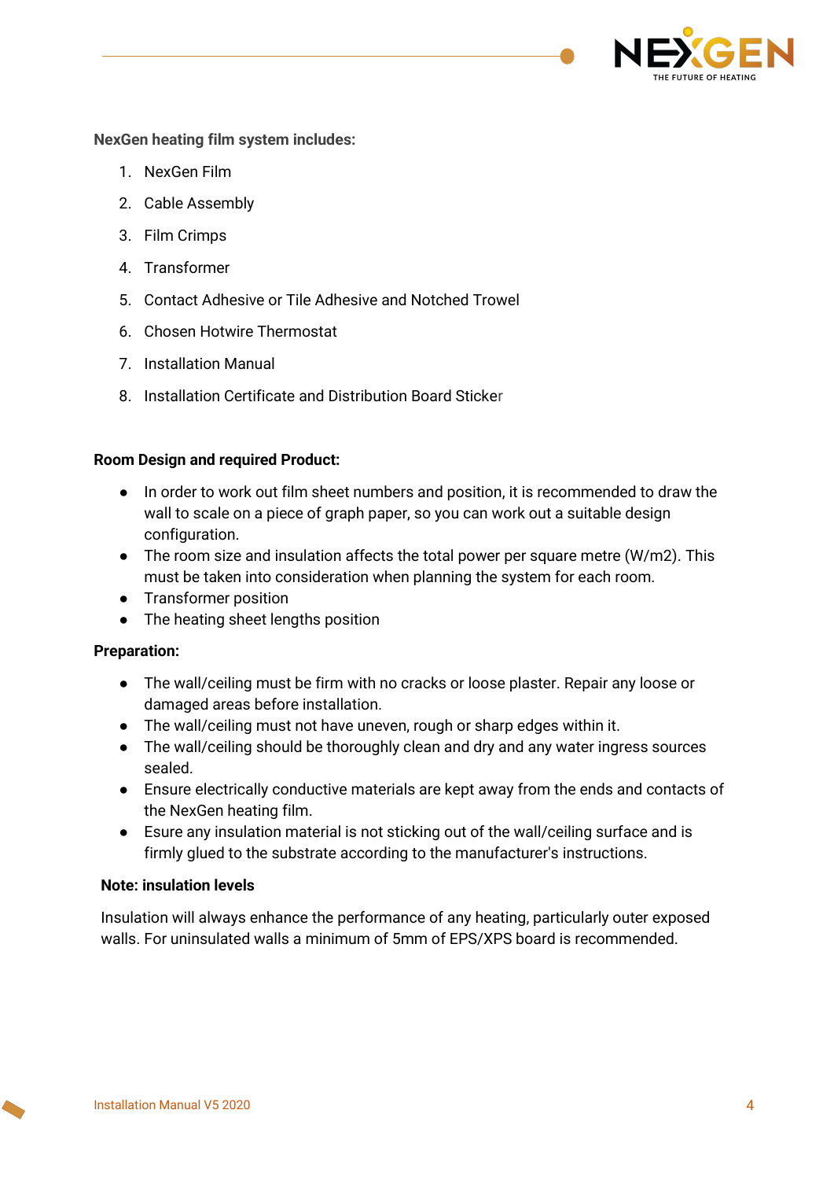**NexGen heating film system includes:**

1. NexGen Film
2. Cable Assembly
3. Film Crimps
4. Transformer
5. Contact Adhesive or Tile Adhesive and Notched Trowel
6. Chosen Hotwire Thermostat
7. Installation Manual
8. Installation Certificate and Distribution Board Sticker

**Room Design and required Product:**

- In order to work out film sheet numbers and position, it is recommended to draw the wall to scale on a piece of graph paper, so you can work out a suitable design configuration.
- The room size and insulation affects the total power per square metre (W/m2). This must be taken into consideration when planning the system for each room.
- Transformer position
- The heating sheet lengths position

**Preparation:**

- The wall/ceiling must be firm with no cracks or loose plaster. Repair any loose or damaged areas before installation.
- The wall/ceiling must not have uneven, rough or sharp edges within it.
- The wall/ceiling should be thoroughly clean and dry and any water ingress sources sealed.
- Ensure electrically conductive materials are kept away from the ends and contacts of the NexGen heating film.
- Esure any insulation material is not sticking out of the wall/ceiling surface and is firmly glued to the substrate according to the manufacturer's instructions.

**Note: insulation levels**

Insulation will always enhance the performance of any heating, particularly outer exposed walls. For uninsulated walls a minimum of 5mm of EPS/XPS board is recommended.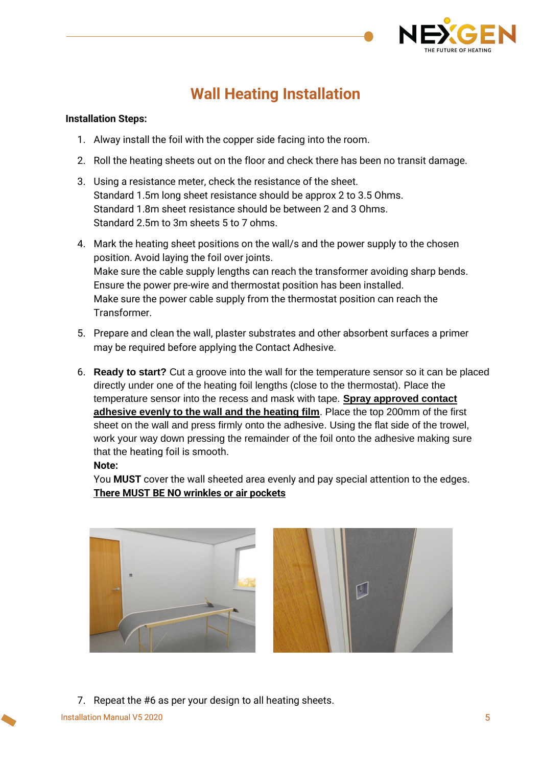# Wall Heating Installation

**Installation Steps:**

1. Alway install the foil with the copper side facing into the room.
2. Roll the heating sheets out on the floor and check there has been no transit damage.
3. Using a resistance meter, check the resistance of the sheet.
   Standard 1.5m long sheet resistance should be approx 2 to 3.5 Ohms.
   Standard 1.8m sheet resistance should be between 2 and 3 Ohms.
   Standard 2.5m to 3m sheets 5 to 7 ohms.
4. Mark the heating sheet positions on the wall/s and the power supply to the chosen position. Avoid laying the foil over joints.
   Make sure the cable supply lengths can reach the transformer avoiding sharp bends.
   Ensure the power pre-wire and thermostat position has been installed.
   Make sure the power cable supply from the thermostat position can reach the Transformer.
5. Prepare and clean the wall, plaster substrates and other absorbent surfaces a primer may be required before applying the Contact Adhesive.
6. **Ready to start?** Cut a groove into the wall for the temperature sensor so it can be placed directly under one of the heating foil lengths (close to the thermostat). Place the temperature sensor into the recess and mask with tape. **Spray approved contact adhesive evenly to the wall and the heating film**. Place the top 200mm of the first sheet on the wall and press firmly onto the adhesive. Using the flat side of the trowel, work your way down pressing the remainder of the foil onto the adhesive making sure that the heating foil is smooth.
   **Note:**
   You **MUST** cover the wall sheeted area evenly and pay special attention to the edges.
   **There MUST BE NO wrinkles or air pockets**

7. Repeat the #6 as per your design to all heating sheets.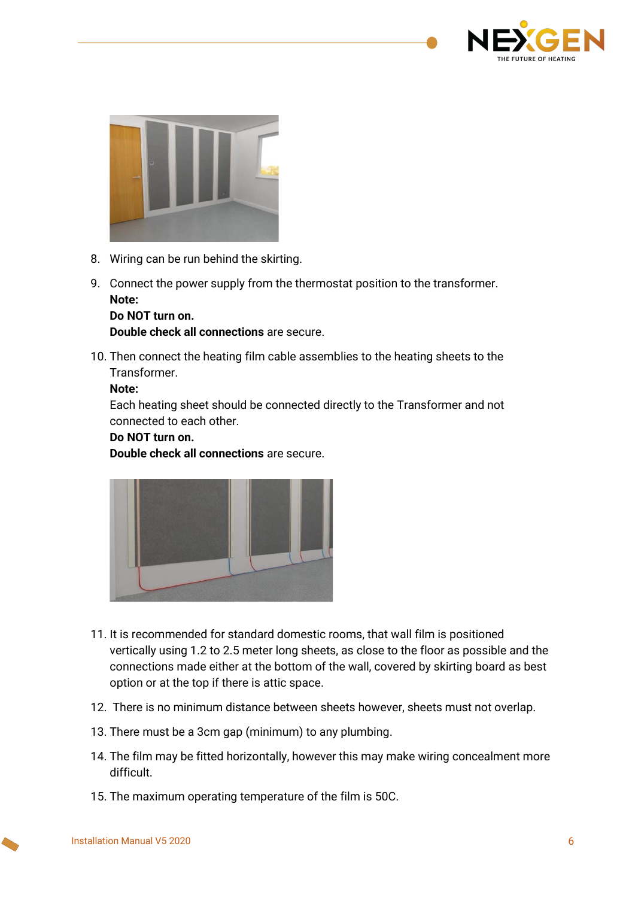8. Wiring can be run behind the skirting.
9. Connect the power supply from the thermostat position to the transformer.
   **Note:**
   **Do NOT turn on.**
   **Double check all connections** are secure.
10. Then connect the heating film cable assemblies to the heating sheets to the Transformer.
    **Note:**
    Each heating sheet should be connected directly to the Transformer and not connected to each other.
    **Do NOT turn on.**
    **Double check all connections** are secure.
11. It is recommended for standard domestic rooms, that wall film is positioned vertically using 1.2 to 2.5 meter long sheets, as close to the floor as possible and the connections made either at the bottom of the wall, covered by skirting board as best option or at the top if there is attic space.
12. There is no minimum distance between sheets however, sheets must not overlap.
13. There must be a 3cm gap (minimum) to any plumbing.
14. The film may be fitted horizontally, however this may make wiring concealment more difficult.
15. The maximum operating temperature of the film is 50C.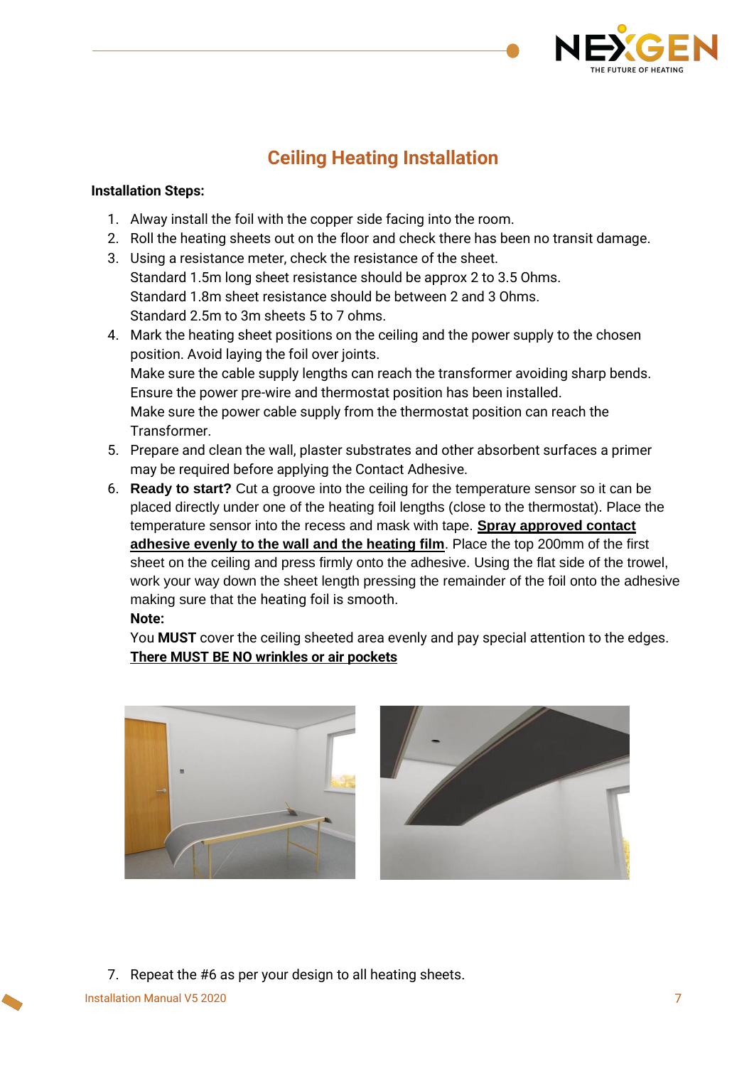## Ceiling Heating Installation

**Installation Steps:**

1. Alway install the foil with the copper side facing into the room.
2. Roll the heating sheets out on the floor and check there has been no transit damage.
3. Using a resistance meter, check the resistance of the sheet.
   Standard 1.5m long sheet resistance should be approx 2 to 3.5 Ohms.
   Standard 1.8m sheet resistance should be between 2 and 3 Ohms.
   Standard 2.5m to 3m sheets 5 to 7 ohms.
4. Mark the heating sheet positions on the ceiling and the power supply to the chosen position. Avoid laying the foil over joints.
   Make sure the cable supply lengths can reach the transformer avoiding sharp bends.
   Ensure the power pre-wire and thermostat position has been installed.
   Make sure the power cable supply from the thermostat position can reach the Transformer.
5. Prepare and clean the wall, plaster substrates and other absorbent surfaces a primer may be required before applying the Contact Adhesive.
6. **Ready to start?** Cut a groove into the ceiling for the temperature sensor so it can be placed directly under one of the heating foil lengths (close to the thermostat). Place the temperature sensor into the recess and mask with tape. **Spray approved contact adhesive evenly to the wall and the heating film**. Place the top 200mm of the first sheet on the ceiling and press firmly onto the adhesive. Using the flat side of the trowel, work your way down the sheet length pressing the remainder of the foil onto the adhesive making sure that the heating foil is smooth.
   **Note:**
   You **MUST** cover the ceiling sheeted area evenly and pay special attention to the edges.
   **There MUST BE NO wrinkles or air pockets**
7. Repeat the #6 as per your design to all heating sheets.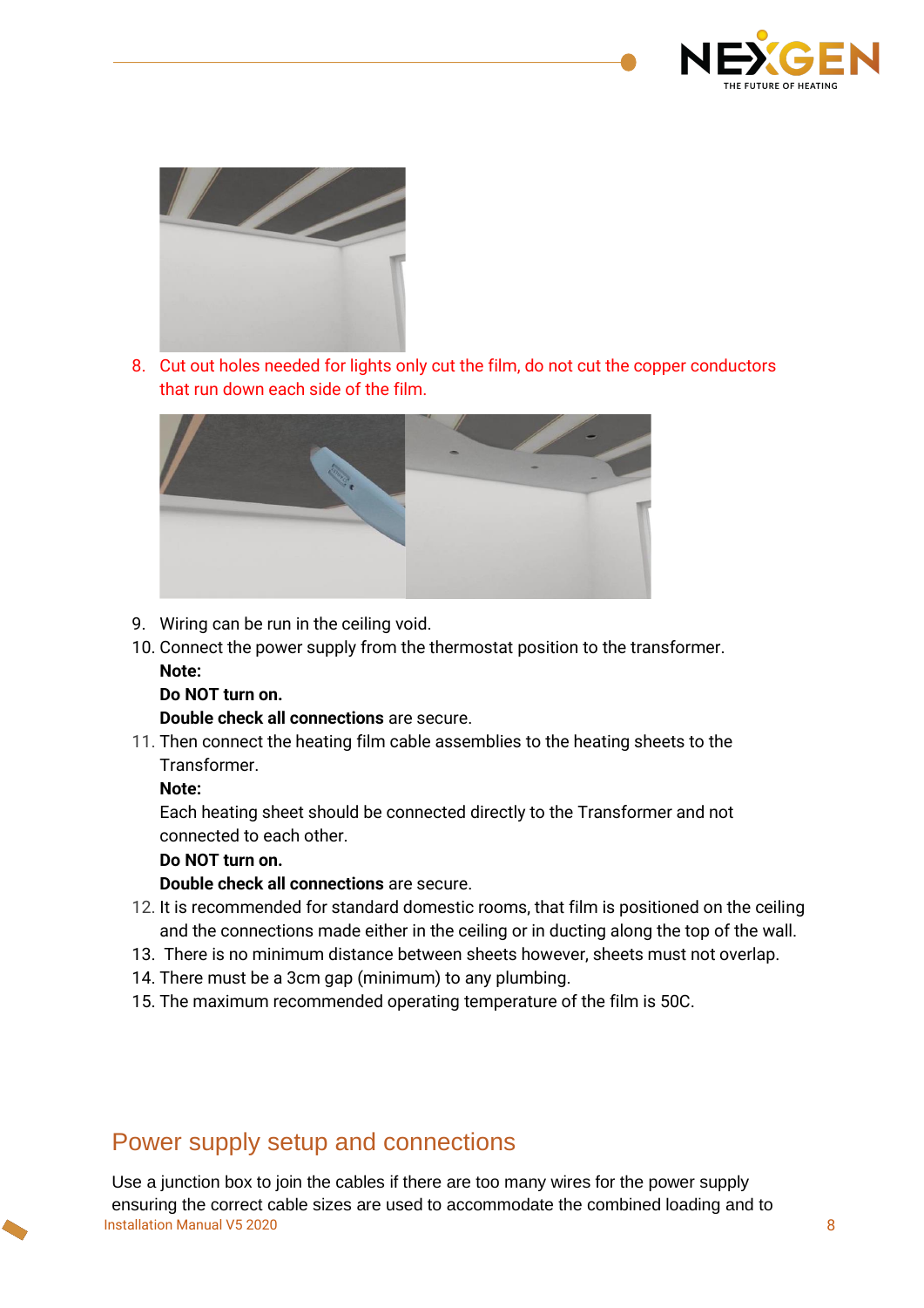8. Cut out holes needed for lights only cut the film, do not cut the copper conductors that run down each side of the film.

9. Wiring can be run in the ceiling void.
10. Connect the power supply from the thermostat position to the transformer.
    **Note:**
    **Do NOT turn on.**
    **Double check all connections** are secure.
11. Then connect the heating film cable assemblies to the heating sheets to the Transformer.
    **Note:**
    Each heating sheet should be connected directly to the Transformer and not connected to each other.
    **Do NOT turn on.**
    **Double check all connections** are secure.
12. It is recommended for standard domestic rooms, that film is positioned on the ceiling and the connections made either in the ceiling or in ducting along the top of the wall.
13. There is no minimum distance between sheets however, sheets must not overlap.
14. There must be a 3cm gap (minimum) to any plumbing.
15. The maximum recommended operating temperature of the film is 50C.

## Power supply setup and connections

Use a junction box to join the cables if there are too many wires for the power supply ensuring the correct cable sizes are used to accommodate the combined loading and to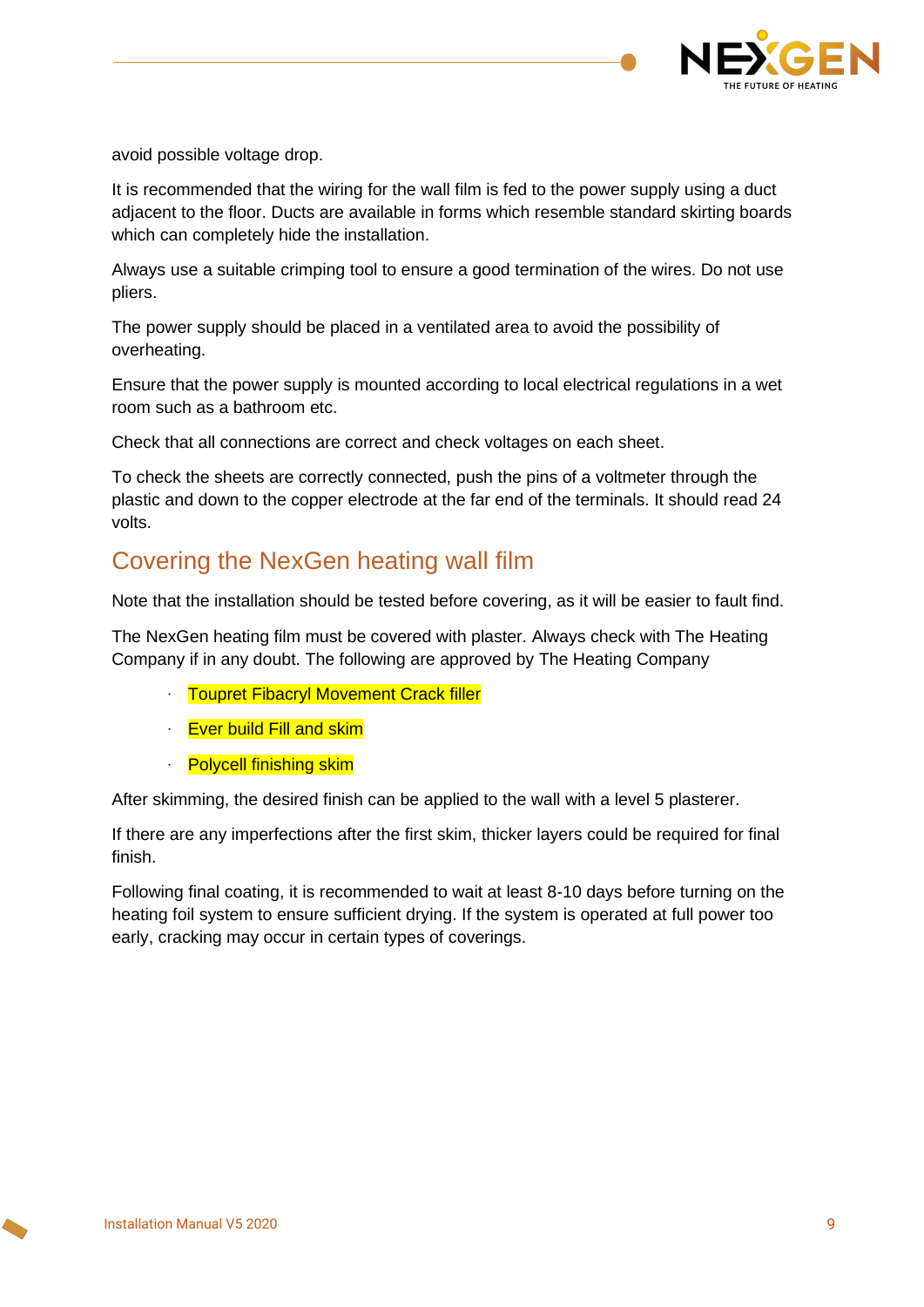avoid possible voltage drop.

It is recommended that the wiring for the wall film is fed to the power supply using a duct adjacent to the floor. Ducts are available in forms which resemble standard skirting boards which can completely hide the installation.

Always use a suitable crimping tool to ensure a good termination of the wires. Do not use pliers.

The power supply should be placed in a ventilated area to avoid the possibility of overheating.

Ensure that the power supply is mounted according to local electrical regulations in a wet room such as a bathroom etc.

Check that all connections are correct and check voltages on each sheet.

To check the sheets are correctly connected, push the pins of a voltmeter through the plastic and down to the copper electrode at the far end of the terminals. It should read 24 volts.

## Covering the NexGen heating wall film

Note that the installation should be tested before covering, as it will be easier to fault find.

The NexGen heating film must be covered with plaster. Always check with The Heating Company if in any doubt. The following are approved by The Heating Company

- Toupret Fibacryl Movement Crack filler
- Ever build Fill and skim
- Polycell finishing skim

After skimming, the desired finish can be applied to the wall with a level 5 plasterer.

If there are any imperfections after the first skim, thicker layers could be required for final finish.

Following final coating, it is recommended to wait at least 8-10 days before turning on the heating foil system to ensure sufficient drying. If the system is operated at full power too early, cracking may occur in certain types of coverings.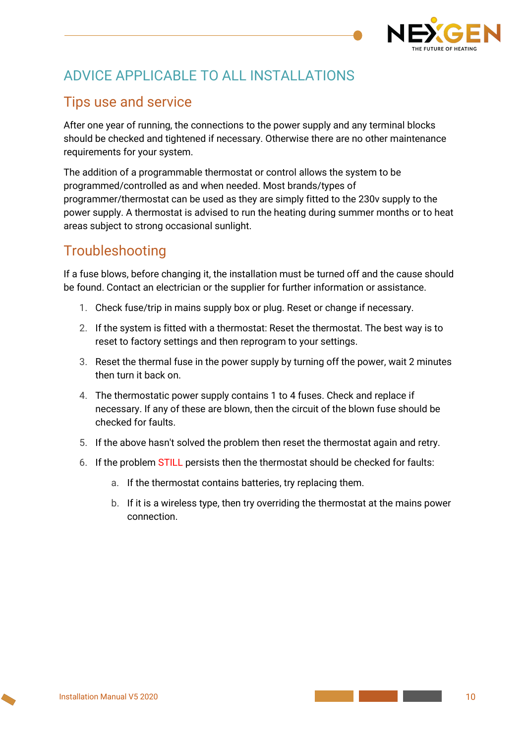# ADVICE APPLICABLE TO ALL INSTALLATIONS

## Tips use and service

After one year of running, the connections to the power supply and any terminal blocks should be checked and tightened if necessary. Otherwise there are no other maintenance requirements for your system.

The addition of a programmable thermostat or control allows the system to be programmed/controlled as and when needed. Most brands/types of programmer/thermostat can be used as they are simply fitted to the 230v supply to the power supply. A thermostat is advised to run the heating during summer months or to heat areas subject to strong occasional sunlight.

## Troubleshooting

If a fuse blows, before changing it, the installation must be turned off and the cause should be found. Contact an electrician or the supplier for further information or assistance.

1. Check fuse/trip in mains supply box or plug. Reset or change if necessary.
2. If the system is fitted with a thermostat: Reset the thermostat. The best way is to reset to factory settings and then reprogram to your settings.
3. Reset the thermal fuse in the power supply by turning off the power, wait 2 minutes then turn it back on.
4. The thermostatic power supply contains 1 to 4 fuses. Check and replace if necessary. If any of these are blown, then the circuit of the blown fuse should be checked for faults.
5. If the above hasn't solved the problem then reset the thermostat again and retry.
6. If the problem STILL persists then the thermostat should be checked for faults:
   a. If the thermostat contains batteries, try replacing them.
   b. If it is a wireless type, then try overriding the thermostat at the mains power connection.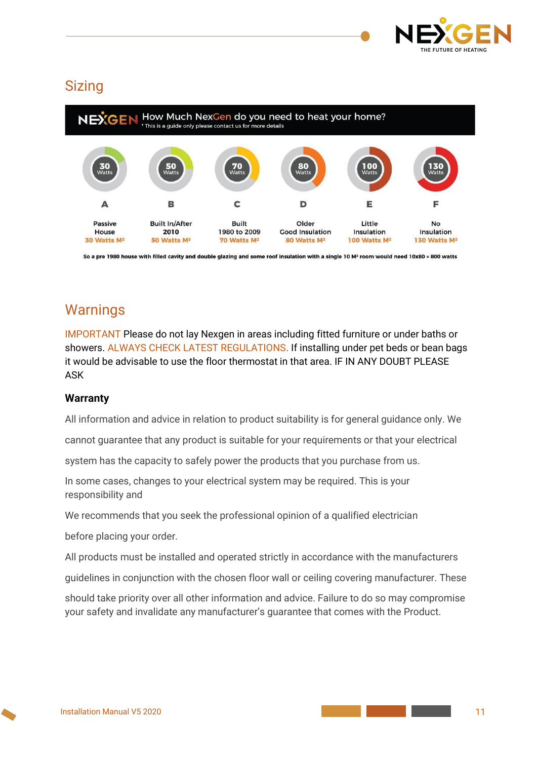## Sizing

**How Much NexGen do you need to heat your home?**
* This is a guide only please contact us for more details

| 30 Watts | 50 Watts | 70 Watts | 80 Watts | 100 Watts | 130 Watts |
|---|---|---|---|---|---|
| A | B | C | D | E | F |
| Passive House | Built In/After 2010 | Built 1980 to 2009 | Older Good Insulation | Little Insulation | No Insulation |
| 30 Watts M² | 50 Watts M² | 70 Watts M² | 80 Watts M² | 100 Watts M² | 130 Watts M² |

So a pre 1980 house with filled cavity and double glazing and some roof insulation with a single 10 M² room would need 10x80 = 800 watts

## Warnings

IMPORTANT Please do not lay Nexgen in areas including fitted furniture or under baths or showers. ALWAYS CHECK LATEST REGULATIONS. If installing under pet beds or bean bags it would be advisable to use the floor thermostat in that area. IF IN ANY DOUBT PLEASE ASK

### Warranty

All information and advice in relation to product suitability is for general guidance only. We cannot guarantee that any product is suitable for your requirements or that your electrical system has the capacity to safely power the products that you purchase from us.

In some cases, changes to your electrical system may be required. This is your responsibility and

We recommends that you seek the professional opinion of a qualified electrician before placing your order.

All products must be installed and operated strictly in accordance with the manufacturers guidelines in conjunction with the chosen floor wall or ceiling covering manufacturer. These should take priority over all other information and advice. Failure to do so may compromise your safety and invalidate any manufacturer's guarantee that comes with the Product.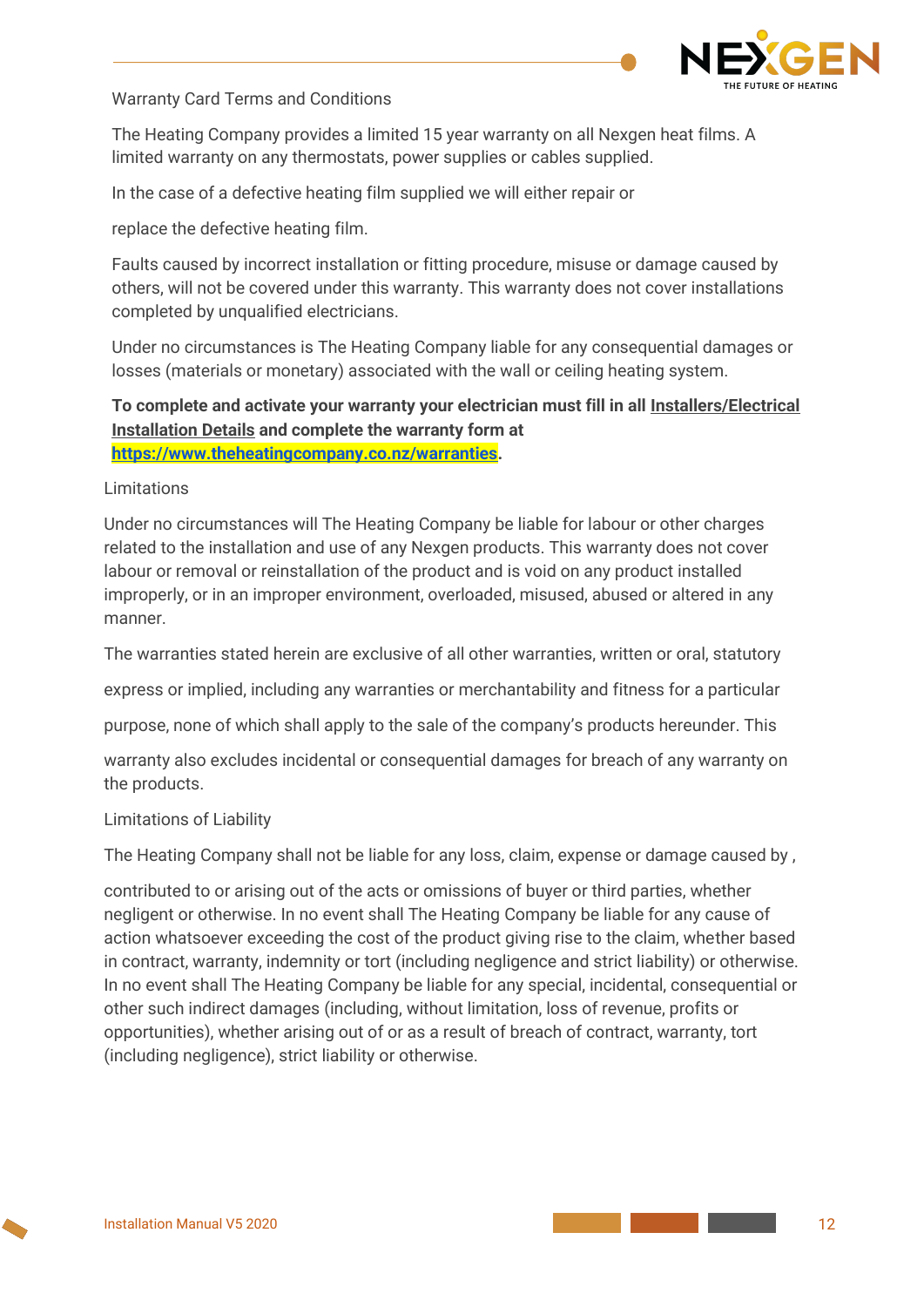## Warranty Card Terms and Conditions

The Heating Company provides a limited 15 year warranty on all Nexgen heat films. A limited warranty on any thermostats, power supplies or cables supplied.

In the case of a defective heating film supplied we will either repair or

replace the defective heating film.

Faults caused by incorrect installation or fitting procedure, misuse or damage caused by others, will not be covered under this warranty. This warranty does not cover installations completed by unqualified electricians.

Under no circumstances is The Heating Company liable for any consequential damages or losses (materials or monetary) associated with the wall or ceiling heating system.

**To complete and activate your warranty your electrician must fill in all Installers/Electrical Installation Details and complete the warranty form at https://www.theheatingcompany.co.nz/warranties.**

## Limitations

Under no circumstances will The Heating Company be liable for labour or other charges related to the installation and use of any Nexgen products. This warranty does not cover labour or removal or reinstallation of the product and is void on any product installed improperly, or in an improper environment, overloaded, misused, abused or altered in any manner.

The warranties stated herein are exclusive of all other warranties, written or oral, statutory

express or implied, including any warranties or merchantability and fitness for a particular

purpose, none of which shall apply to the sale of the company's products hereunder. This

warranty also excludes incidental or consequential damages for breach of any warranty on the products.

## Limitations of Liability

The Heating Company shall not be liable for any loss, claim, expense or damage caused by ,

contributed to or arising out of the acts or omissions of buyer or third parties, whether negligent or otherwise. In no event shall The Heating Company be liable for any cause of action whatsoever exceeding the cost of the product giving rise to the claim, whether based in contract, warranty, indemnity or tort (including negligence and strict liability) or otherwise. In no event shall The Heating Company be liable for any special, incidental, consequential or other such indirect damages (including, without limitation, loss of revenue, profits or opportunities), whether arising out of or as a result of breach of contract, warranty, tort (including negligence), strict liability or otherwise.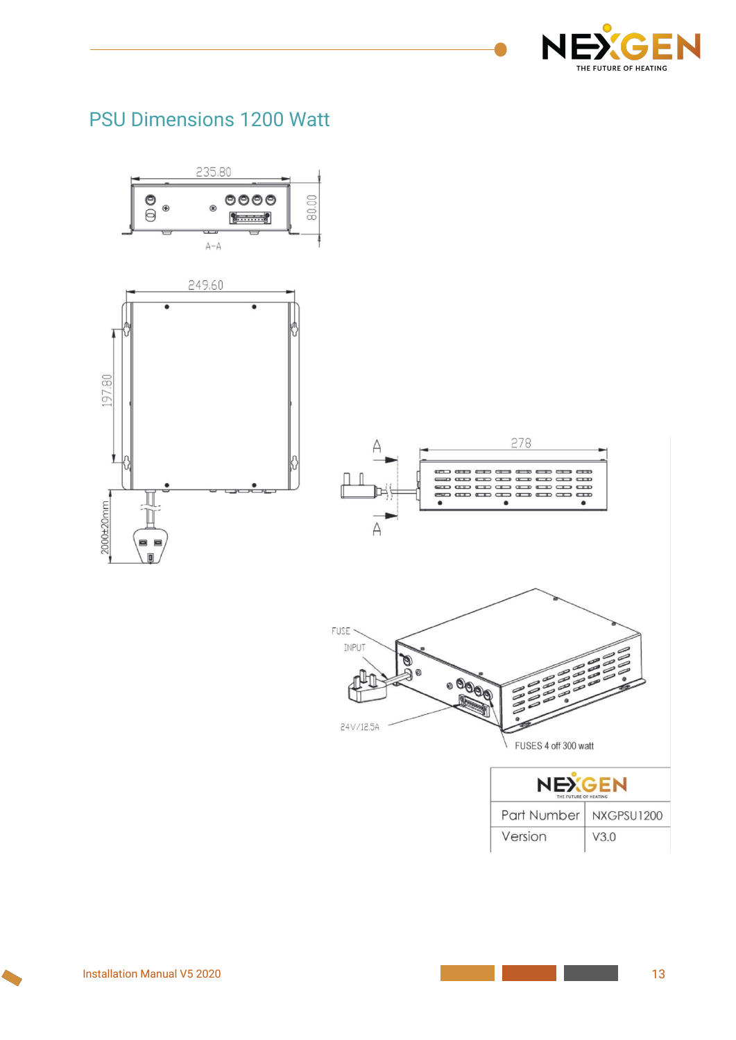## PSU Dimensions 1200 Watt

235.80

80.00

A-A

249.60

197.80

2000±20mm

A

278

A

FUSE

INPUT

24V/12.5A

FUSES 4 off 300 watt

| NEXGEN THE FUTURE OF HEATING | |
|---|---|
| Part Number | NXGPSU1200 |
| Version | V3.0 |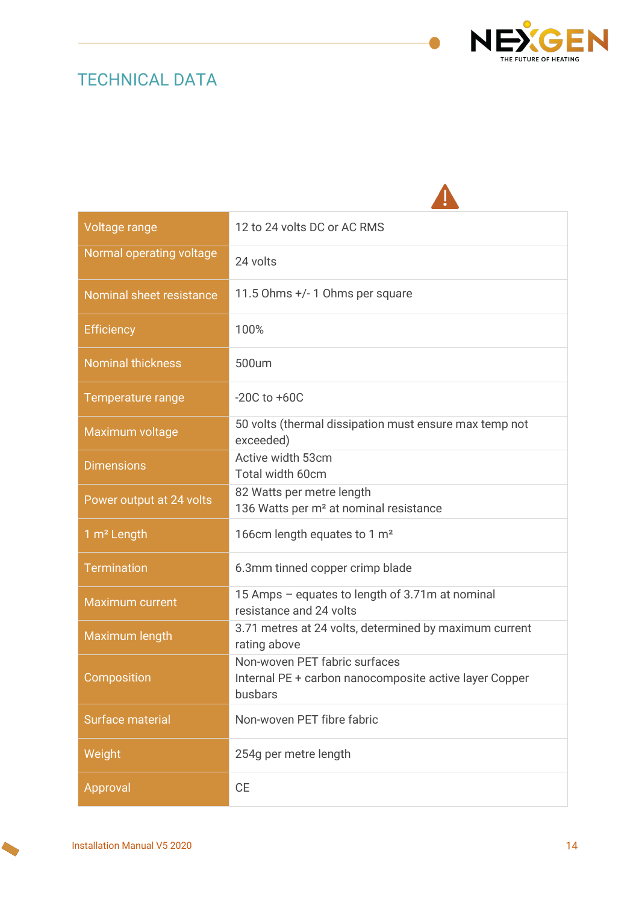# TECHNICAL DATA

| | |
|---|---|
| Voltage range | 12 to 24 volts DC or AC RMS |
| Normal operating voltage | 24 volts |
| Nominal sheet resistance | 11.5 Ohms +/- 1 Ohms per square |
| Efficiency | 100% |
| Nominal thickness | 500um |
| Temperature range | -20C to +60C |
| Maximum voltage | 50 volts (thermal dissipation must ensure max temp not exceeded) |
| Dimensions | Active width 53cm<br>Total width 60cm |
| Power output at 24 volts | 82 Watts per metre length<br>136 Watts per m² at nominal resistance |
| 1 m² Length | 166cm length equates to 1 m² |
| Termination | 6.3mm tinned copper crimp blade |
| Maximum current | 15 Amps – equates to length of 3.71m at nominal resistance and 24 volts |
| Maximum length | 3.71 metres at 24 volts, determined by maximum current rating above |
| Composition | Non-woven PET fabric surfaces<br>Internal PE + carbon nanocomposite active layer Copper busbars |
| Surface material | Non-woven PET fibre fabric |
| Weight | 254g per metre length |
| Approval | CE |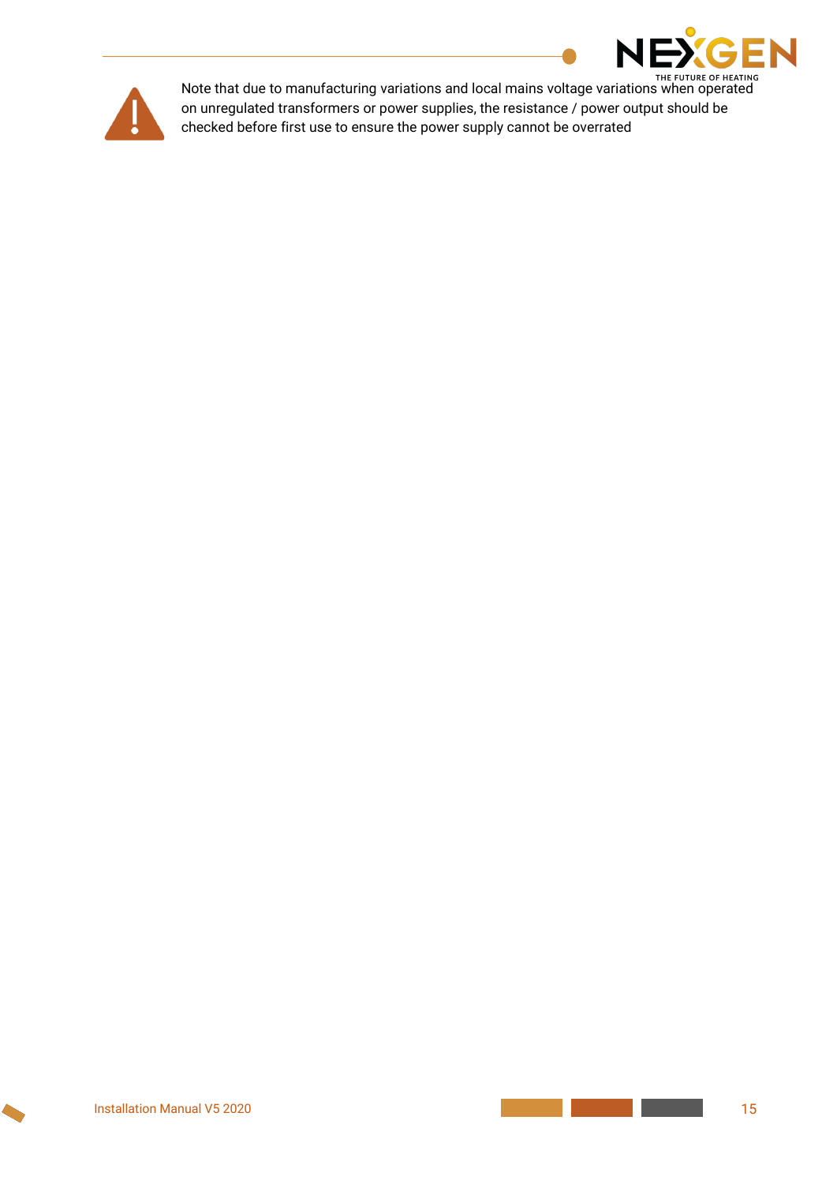Note that due to manufacturing variations and local mains voltage variations when operated on unregulated transformers or power supplies, the resistance / power output should be checked before first use to ensure the power supply cannot be overrated